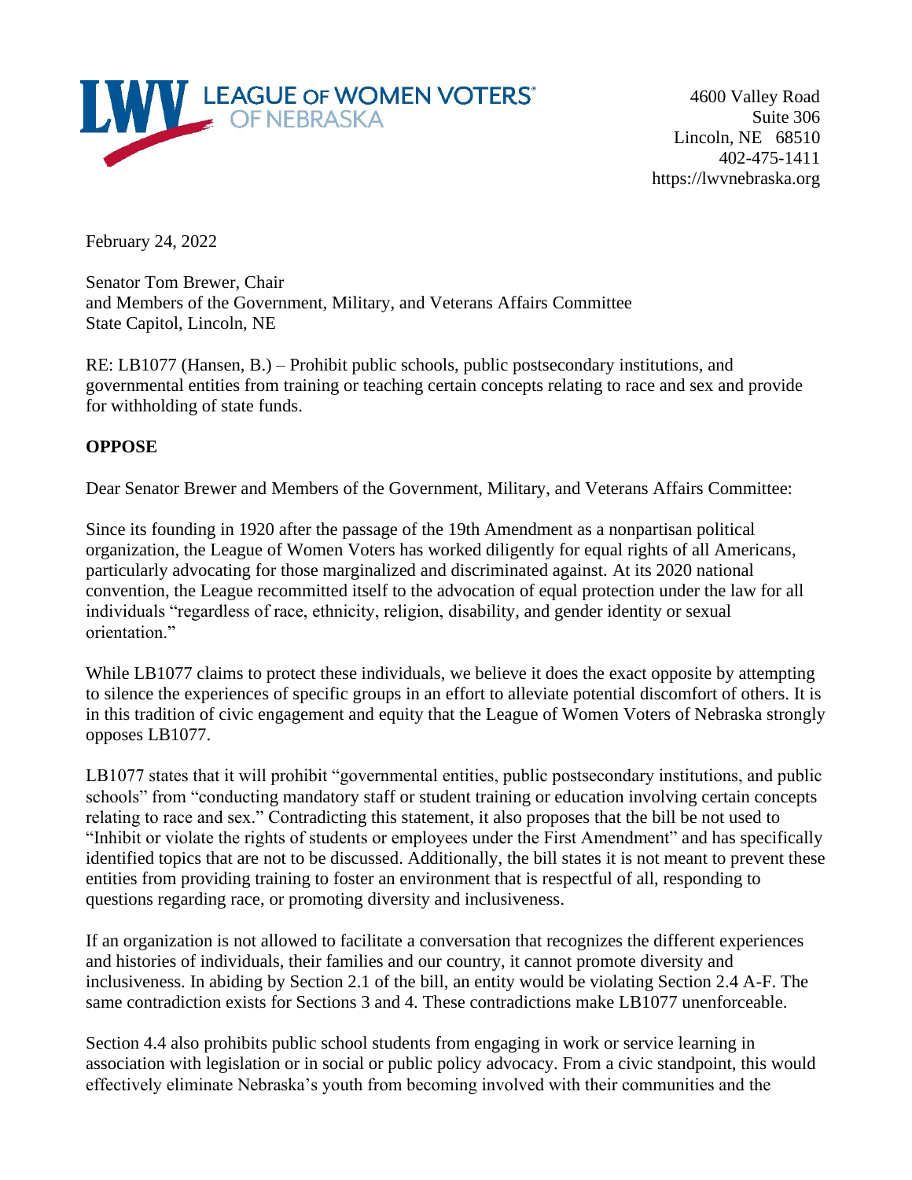LEAGUE OF WOMEN VOTERS® OF NEBRASKA

4600 Valley Road
Suite 306
Lincoln, NE 68510
402-475-1411
https://lwvnebraska.org

February 24, 2022

Senator Tom Brewer, Chair
and Members of the Government, Military, and Veterans Affairs Committee
State Capitol, Lincoln, NE

RE: LB1077 (Hansen, B.) – Prohibit public schools, public postsecondary institutions, and governmental entities from training or teaching certain concepts relating to race and sex and provide for withholding of state funds.

**OPPOSE**

Dear Senator Brewer and Members of the Government, Military, and Veterans Affairs Committee:

Since its founding in 1920 after the passage of the 19th Amendment as a nonpartisan political organization, the League of Women Voters has worked diligently for equal rights of all Americans, particularly advocating for those marginalized and discriminated against. At its 2020 national convention, the League recommitted itself to the advocation of equal protection under the law for all individuals "regardless of race, ethnicity, religion, disability, and gender identity or sexual orientation."

While LB1077 claims to protect these individuals, we believe it does the exact opposite by attempting to silence the experiences of specific groups in an effort to alleviate potential discomfort of others. It is in this tradition of civic engagement and equity that the League of Women Voters of Nebraska strongly opposes LB1077.

LB1077 states that it will prohibit "governmental entities, public postsecondary institutions, and public schools" from "conducting mandatory staff or student training or education involving certain concepts relating to race and sex." Contradicting this statement, it also proposes that the bill be not used to "Inhibit or violate the rights of students or employees under the First Amendment" and has specifically identified topics that are not to be discussed. Additionally, the bill states it is not meant to prevent these entities from providing training to foster an environment that is respectful of all, responding to questions regarding race, or promoting diversity and inclusiveness.

If an organization is not allowed to facilitate a conversation that recognizes the different experiences and histories of individuals, their families and our country, it cannot promote diversity and inclusiveness. In abiding by Section 2.1 of the bill, an entity would be violating Section 2.4 A-F. The same contradiction exists for Sections 3 and 4. These contradictions make LB1077 unenforceable.

Section 4.4 also prohibits public school students from engaging in work or service learning in association with legislation or in social or public policy advocacy. From a civic standpoint, this would effectively eliminate Nebraska's youth from becoming involved with their communities and the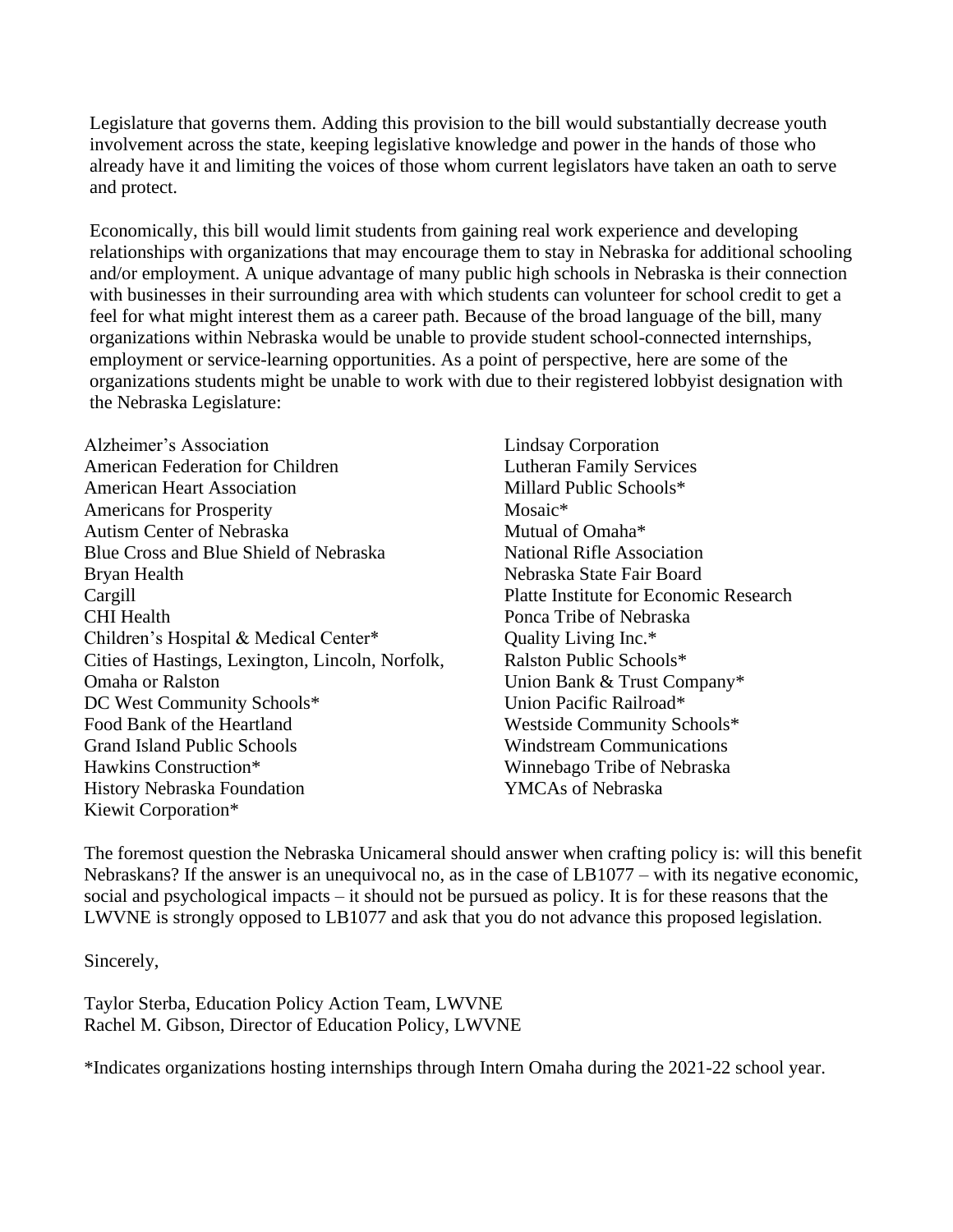Legislature that governs them. Adding this provision to the bill would substantially decrease youth involvement across the state, keeping legislative knowledge and power in the hands of those who already have it and limiting the voices of those whom current legislators have taken an oath to serve and protect.

Economically, this bill would limit students from gaining real work experience and developing relationships with organizations that may encourage them to stay in Nebraska for additional schooling and/or employment. A unique advantage of many public high schools in Nebraska is their connection with businesses in their surrounding area with which students can volunteer for school credit to get a feel for what might interest them as a career path. Because of the broad language of the bill, many organizations within Nebraska would be unable to provide student school-connected internships, employment or service-learning opportunities. As a point of perspective, here are some of the organizations students might be unable to work with due to their registered lobbyist designation with the Nebraska Legislature:

Alzheimer's Association
American Federation for Children
American Heart Association
Americans for Prosperity
Autism Center of Nebraska
Blue Cross and Blue Shield of Nebraska
Bryan Health
Cargill
CHI Health
Children's Hospital & Medical Center*
Cities of Hastings, Lexington, Lincoln, Norfolk, Omaha or Ralston
DC West Community Schools*
Food Bank of the Heartland
Grand Island Public Schools
Hawkins Construction*
History Nebraska Foundation
Kiewit Corporation*
Lindsay Corporation
Lutheran Family Services
Millard Public Schools*
Mosaic*
Mutual of Omaha*
National Rifle Association
Nebraska State Fair Board
Platte Institute for Economic Research
Ponca Tribe of Nebraska
Quality Living Inc.*
Ralston Public Schools*
Union Bank & Trust Company*
Union Pacific Railroad*
Westside Community Schools*
Windstream Communications
Winnebago Tribe of Nebraska
YMCAs of Nebraska

The foremost question the Nebraska Unicameral should answer when crafting policy is: will this benefit Nebraskans? If the answer is an unequivocal no, as in the case of LB1077 – with its negative economic, social and psychological impacts – it should not be pursued as policy. It is for these reasons that the LWVNE is strongly opposed to LB1077 and ask that you do not advance this proposed legislation.

Sincerely,

Taylor Sterba, Education Policy Action Team, LWVNE
Rachel M. Gibson, Director of Education Policy, LWVNE

*Indicates organizations hosting internships through Intern Omaha during the 2021-22 school year.